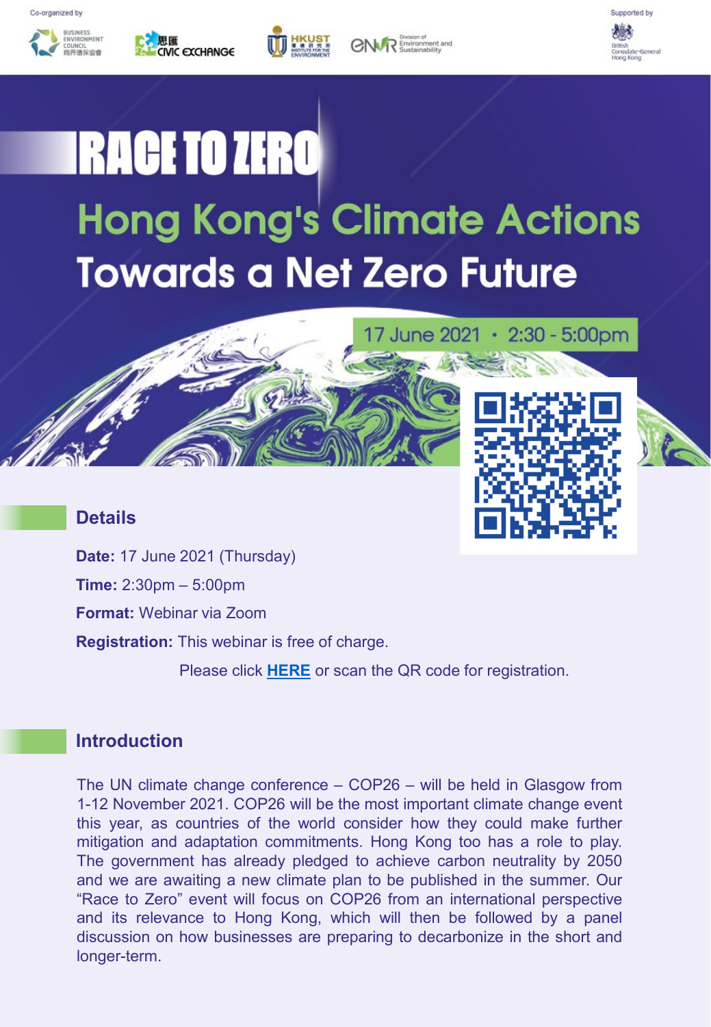Co-organized by

Business Environment Council 商界環保協會 · 思匯 Civic Exchange · HKUST Institute for the Environment · ENVR Division of Environment and Sustainability

Supported by

British Consulate-General Hong Kong

# RACE TO ZERO

## Hong Kong's Climate Actions Towards a Net Zero Future

17 June 2021 · 2:30 - 5:00pm

## Details

**Date:** 17 June 2021 (Thursday)

**Time:** 2:30pm – 5:00pm

**Format:** Webinar via Zoom

**Registration:** This webinar is free of charge.

Please click **HERE** or scan the QR code for registration.

## Introduction

The UN climate change conference – COP26 – will be held in Glasgow from 1-12 November 2021. COP26 will be the most important climate change event this year, as countries of the world consider how they could make further mitigation and adaptation commitments. Hong Kong too has a role to play. The government has already pledged to achieve carbon neutrality by 2050 and we are awaiting a new climate plan to be published in the summer. Our "Race to Zero" event will focus on COP26 from an international perspective and its relevance to Hong Kong, which will then be followed by a panel discussion on how businesses are preparing to decarbonize in the short and longer-term.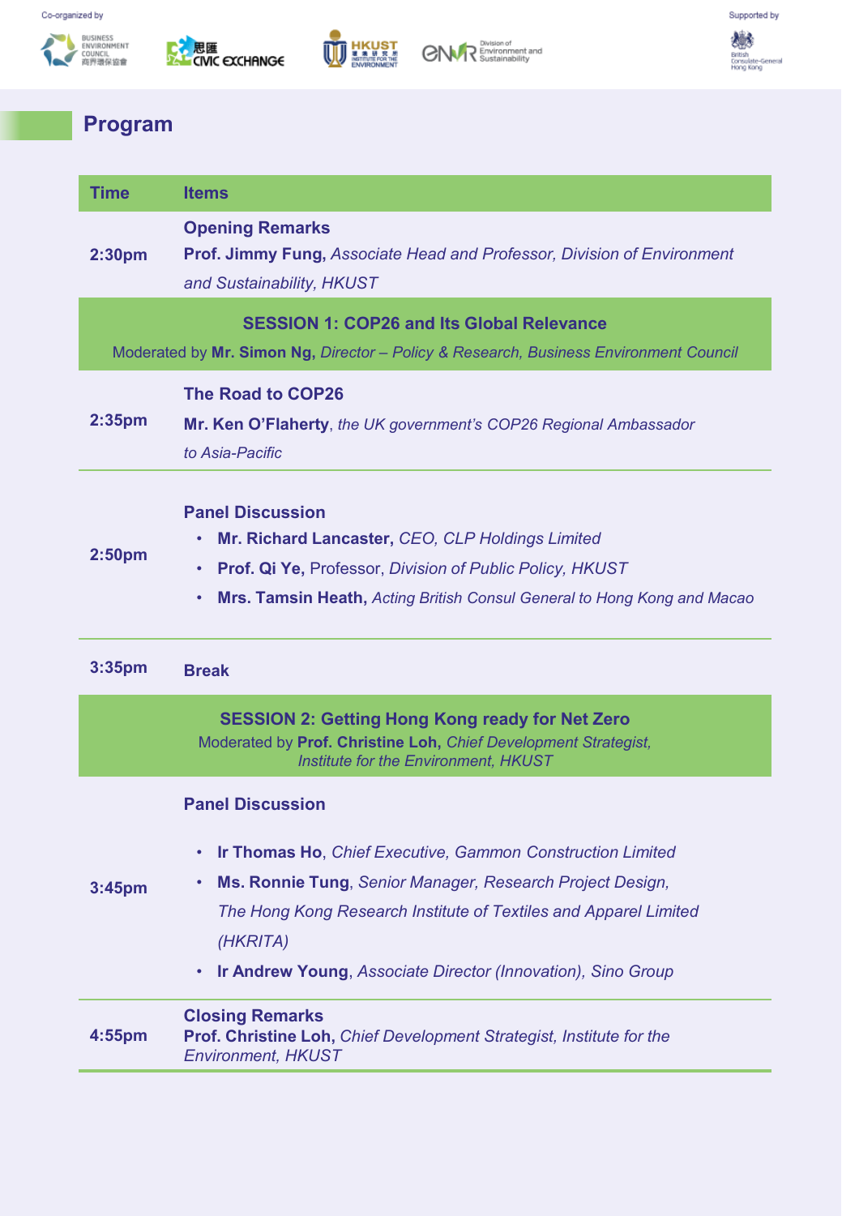Co-organized by

Supported by

## Program

| Time | Items |
|---|---|
| 2:30pm | **Opening Remarks**<br>**Prof. Jimmy Fung,** *Associate Head and Professor, Division of Environment and Sustainability, HKUST* |
| | **SESSION 1: COP26 and Its Global Relevance**<br>Moderated by **Mr. Simon Ng,** *Director – Policy & Research, Business Environment Council* |
| 2:35pm | **The Road to COP26**<br>**Mr. Ken O'Flaherty**, *the UK government's COP26 Regional Ambassador to Asia-Pacific* |
| 2:50pm | **Panel Discussion**<br>• **Mr. Richard Lancaster,** *CEO, CLP Holdings Limited*<br>• **Prof. Qi Ye,** Professor, *Division of Public Policy, HKUST*<br>• **Mrs. Tamsin Heath,** *Acting British Consul General to Hong Kong and Macao* |
| 3:35pm | **Break** |
| | **SESSION 2: Getting Hong Kong ready for Net Zero**<br>Moderated by **Prof. Christine Loh,** *Chief Development Strategist, Institute for the Environment, HKUST* |
| 3:45pm | **Panel Discussion**<br>• **Ir Thomas Ho**, *Chief Executive, Gammon Construction Limited*<br>• **Ms. Ronnie Tung**, *Senior Manager, Research Project Design, The Hong Kong Research Institute of Textiles and Apparel Limited (HKRITA)*<br>• **Ir Andrew Young**, *Associate Director (Innovation), Sino Group* |
| 4:55pm | **Closing Remarks**<br>**Prof. Christine Loh,** *Chief Development Strategist, Institute for the Environment, HKUST* |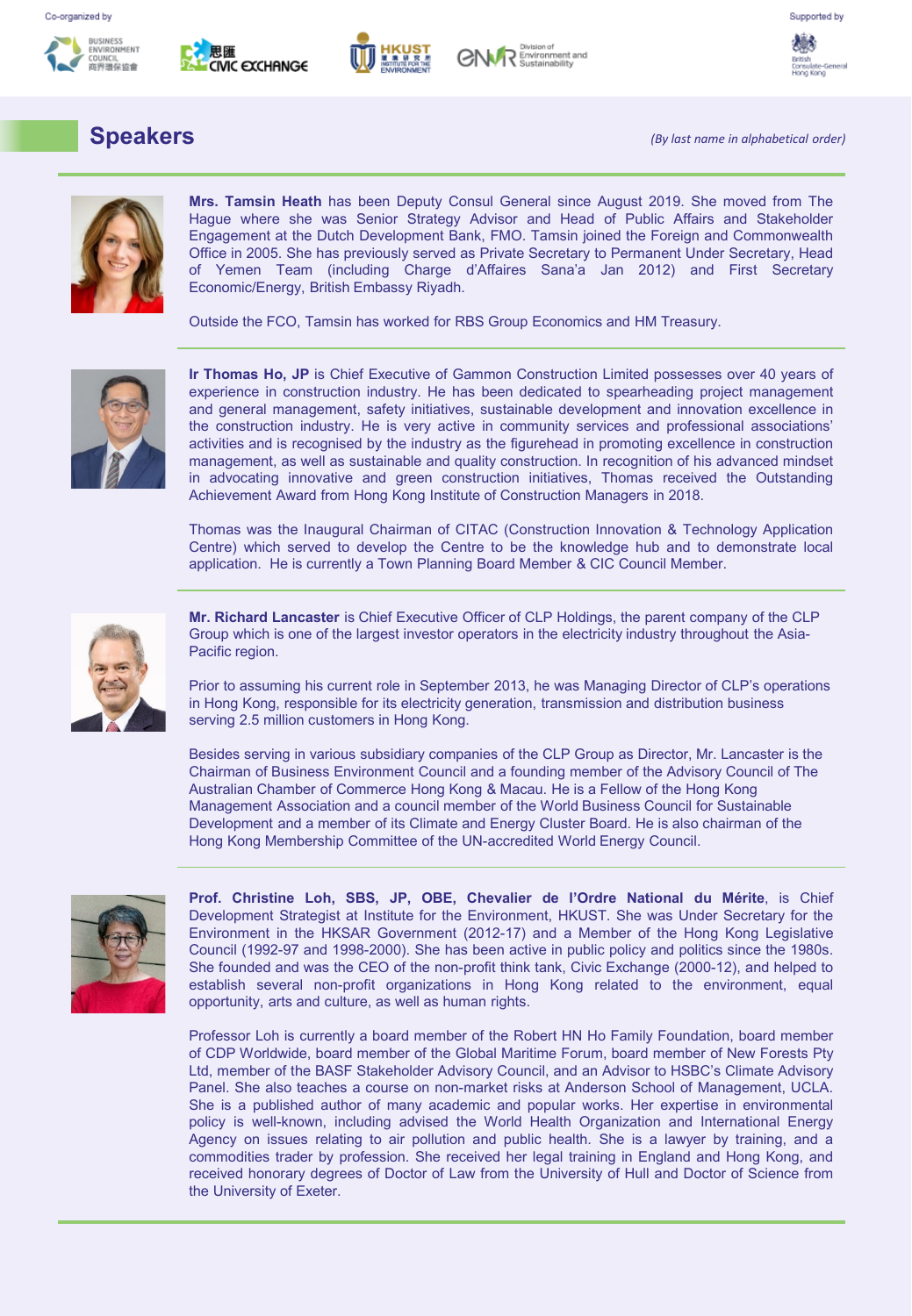Co-organized by

Supported by

## Speakers

*(By last name in alphabetical order)*

**Mrs. Tamsin Heath** has been Deputy Consul General since August 2019. She moved from The Hague where she was Senior Strategy Advisor and Head of Public Affairs and Stakeholder Engagement at the Dutch Development Bank, FMO. Tamsin joined the Foreign and Commonwealth Office in 2005. She has previously served as Private Secretary to Permanent Under Secretary, Head of Yemen Team (including Charge d'Affaires Sana'a Jan 2012) and First Secretary Economic/Energy, British Embassy Riyadh.

Outside the FCO, Tamsin has worked for RBS Group Economics and HM Treasury.

**Ir Thomas Ho, JP** is Chief Executive of Gammon Construction Limited possesses over 40 years of experience in construction industry. He has been dedicated to spearheading project management and general management, safety initiatives, sustainable development and innovation excellence in the construction industry. He is very active in community services and professional associations' activities and is recognised by the industry as the figurehead in promoting excellence in construction management, as well as sustainable and quality construction. In recognition of his advanced mindset in advocating innovative and green construction initiatives, Thomas received the Outstanding Achievement Award from Hong Kong Institute of Construction Managers in 2018.

Thomas was the Inaugural Chairman of CITAC (Construction Innovation & Technology Application Centre) which served to develop the Centre to be the knowledge hub and to demonstrate local application. He is currently a Town Planning Board Member & CIC Council Member.

**Mr. Richard Lancaster** is Chief Executive Officer of CLP Holdings, the parent company of the CLP Group which is one of the largest investor operators in the electricity industry throughout the Asia-Pacific region.

Prior to assuming his current role in September 2013, he was Managing Director of CLP's operations in Hong Kong, responsible for its electricity generation, transmission and distribution business serving 2.5 million customers in Hong Kong.

Besides serving in various subsidiary companies of the CLP Group as Director, Mr. Lancaster is the Chairman of Business Environment Council and a founding member of the Advisory Council of The Australian Chamber of Commerce Hong Kong & Macau. He is a Fellow of the Hong Kong Management Association and a council member of the World Business Council for Sustainable Development and a member of its Climate and Energy Cluster Board. He is also chairman of the Hong Kong Membership Committee of the UN-accredited World Energy Council.

**Prof. Christine Loh, SBS, JP, OBE, Chevalier de l'Ordre National du Mérite**, is Chief Development Strategist at Institute for the Environment, HKUST. She was Under Secretary for the Environment in the HKSAR Government (2012-17) and a Member of the Hong Kong Legislative Council (1992-97 and 1998-2000). She has been active in public policy and politics since the 1980s. She founded and was the CEO of the non-profit think tank, Civic Exchange (2000-12), and helped to establish several non-profit organizations in Hong Kong related to the environment, equal opportunity, arts and culture, as well as human rights.

Professor Loh is currently a board member of the Robert HN Ho Family Foundation, board member of CDP Worldwide, board member of the Global Maritime Forum, board member of New Forests Pty Ltd, member of the BASF Stakeholder Advisory Council, and an Advisor to HSBC's Climate Advisory Panel. She also teaches a course on non-market risks at Anderson School of Management, UCLA. She is a published author of many academic and popular works. Her expertise in environmental policy is well-known, including advised the World Health Organization and International Energy Agency on issues relating to air pollution and public health. She is a lawyer by training, and a commodities trader by profession. She received her legal training in England and Hong Kong, and received honorary degrees of Doctor of Law from the University of Hull and Doctor of Science from the University of Exeter.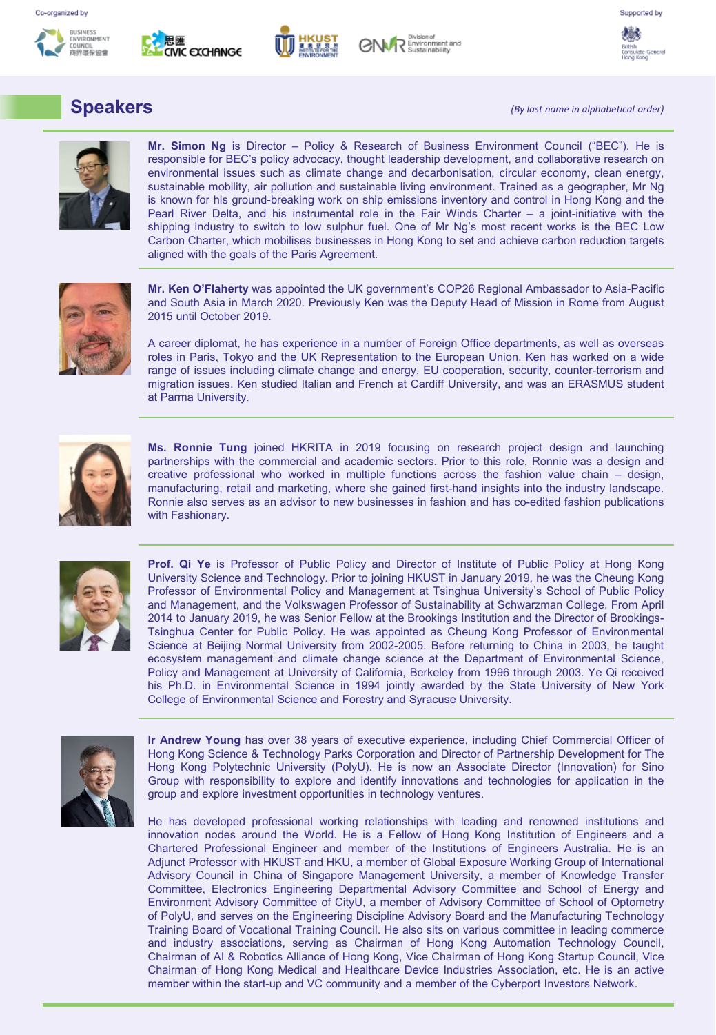Co-organized by

Supported by

## Speakers

*(By last name in alphabetical order)*

**Mr. Simon Ng** is Director – Policy & Research of Business Environment Council ("BEC"). He is responsible for BEC's policy advocacy, thought leadership development, and collaborative research on environmental issues such as climate change and decarbonisation, circular economy, clean energy, sustainable mobility, air pollution and sustainable living environment. Trained as a geographer, Mr Ng is known for his ground-breaking work on ship emissions inventory and control in Hong Kong and the Pearl River Delta, and his instrumental role in the Fair Winds Charter – a joint-initiative with the shipping industry to switch to low sulphur fuel. One of Mr Ng's most recent works is the BEC Low Carbon Charter, which mobilises businesses in Hong Kong to set and achieve carbon reduction targets aligned with the goals of the Paris Agreement.

**Mr. Ken O'Flaherty** was appointed the UK government's COP26 Regional Ambassador to Asia-Pacific and South Asia in March 2020. Previously Ken was the Deputy Head of Mission in Rome from August 2015 until October 2019.

A career diplomat, he has experience in a number of Foreign Office departments, as well as overseas roles in Paris, Tokyo and the UK Representation to the European Union. Ken has worked on a wide range of issues including climate change and energy, EU cooperation, security, counter-terrorism and migration issues. Ken studied Italian and French at Cardiff University, and was an ERASMUS student at Parma University.

**Ms. Ronnie Tung** joined HKRITA in 2019 focusing on research project design and launching partnerships with the commercial and academic sectors. Prior to this role, Ronnie was a design and creative professional who worked in multiple functions across the fashion value chain – design, manufacturing, retail and marketing, where she gained first-hand insights into the industry landscape. Ronnie also serves as an advisor to new businesses in fashion and has co-edited fashion publications with Fashionary.

**Prof. Qi Ye** is Professor of Public Policy and Director of Institute of Public Policy at Hong Kong University Science and Technology. Prior to joining HKUST in January 2019, he was the Cheung Kong Professor of Environmental Policy and Management at Tsinghua University's School of Public Policy and Management, and the Volkswagen Professor of Sustainability at Schwarzman College. From April 2014 to January 2019, he was Senior Fellow at the Brookings Institution and the Director of Brookings-Tsinghua Center for Public Policy. He was appointed as Cheung Kong Professor of Environmental Science at Beijing Normal University from 2002-2005. Before returning to China in 2003, he taught ecosystem management and climate change science at the Department of Environmental Science, Policy and Management at University of California, Berkeley from 1996 through 2003. Ye Qi received his Ph.D. in Environmental Science in 1994 jointly awarded by the State University of New York College of Environmental Science and Forestry and Syracuse University.

**Ir Andrew Young** has over 38 years of executive experience, including Chief Commercial Officer of Hong Kong Science & Technology Parks Corporation and Director of Partnership Development for The Hong Kong Polytechnic University (PolyU). He is now an Associate Director (Innovation) for Sino Group with responsibility to explore and identify innovations and technologies for application in the group and explore investment opportunities in technology ventures.

He has developed professional working relationships with leading and renowned institutions and innovation nodes around the World. He is a Fellow of Hong Kong Institution of Engineers and a Chartered Professional Engineer and member of the Institutions of Engineers Australia. He is an Adjunct Professor with HKUST and HKU, a member of Global Exposure Working Group of International Advisory Council in China of Singapore Management University, a member of Knowledge Transfer Committee, Electronics Engineering Departmental Advisory Committee and School of Energy and Environment Advisory Committee of CityU, a member of Advisory Committee of School of Optometry of PolyU, and serves on the Engineering Discipline Advisory Board and the Manufacturing Technology Training Board of Vocational Training Council. He also sits on various committee in leading commerce and industry associations, serving as Chairman of Hong Kong Automation Technology Council, Chairman of AI & Robotics Alliance of Hong Kong, Vice Chairman of Hong Kong Startup Council, Vice Chairman of Hong Kong Medical and Healthcare Device Industries Association, etc. He is an active member within the start-up and VC community and a member of the Cyberport Investors Network.